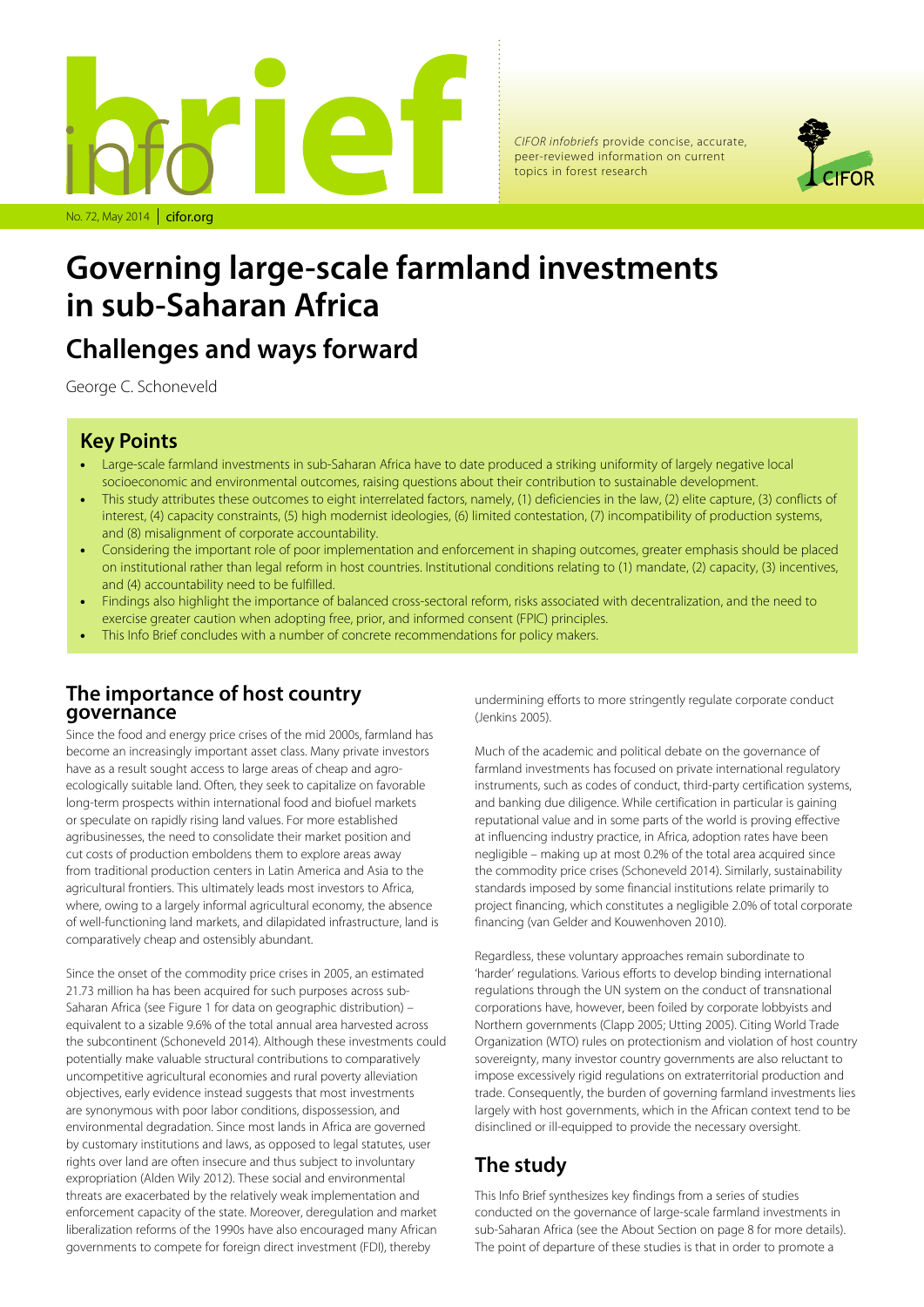# Governing large-scale farmland investments in sub-Saharan Africa

## Challenges and ways forward

George C. Schoneveld

CIFOR infobriefs provide concise, accurate, peer-reviewed information on current topics in forest research

No. 72, May 2014 | cifor.org

## Key Points

- Large-scale farmland investments in sub-Saharan Africa have to date produced a striking uniformity of largely negative local socioeconomic and environmental outcomes, raising questions about their contribution to sustainable development.
- This study attributes these outcomes to eight interrelated factors, namely, (1) deficiencies in the law, (2) elite capture, (3) conflicts of interest, (4) capacity constraints, (5) high modernist ideologies, (6) limited contestation, (7) incompatibility of production systems, and (8) misalignment of corporate accountability.
- Considering the important role of poor implementation and enforcement in shaping outcomes, greater emphasis should be placed on institutional rather than legal reform in host countries. Institutional conditions relating to (1) mandate, (2) capacity, (3) incentives, and (4) accountability need to be fulfilled.
- Findings also highlight the importance of balanced cross-sectoral reform, risks associated with decentralization, and the need to exercise greater caution when adopting free, prior, and informed consent (FPIC) principles.
- This Info Brief concludes with a number of concrete recommendations for policy makers.

## The importance of host country governance

Since the food and energy price crises of the mid 2000s, farmland has become an increasingly important asset class. Many private investors have as a result sought access to large areas of cheap and agro-ecologically suitable land. Often, they seek to capitalize on favorable long-term prospects within international food and biofuel markets or speculate on rapidly rising land values. For more established agribusinesses, the need to consolidate their market position and cut costs of production emboldens them to explore areas away from traditional production centers in Latin America and Asia to the agricultural frontiers. This ultimately leads most investors to Africa, where, owing to a largely informal agricultural economy, the absence of well-functioning land markets, and dilapidated infrastructure, land is comparatively cheap and ostensibly abundant.

Since the onset of the commodity price crises in 2005, an estimated 21.73 million ha has been acquired for such purposes across sub-Saharan Africa (see Figure 1 for data on geographic distribution) – equivalent to a sizable 9.6% of the total annual area harvested across the subcontinent (Schoneveld 2014). Although these investments could potentially make valuable structural contributions to comparatively uncompetitive agricultural economies and rural poverty alleviation objectives, early evidence instead suggests that most investments are synonymous with poor labor conditions, dispossession, and environmental degradation. Since most lands in Africa are governed by customary institutions and laws, as opposed to legal statutes, user rights over land are often insecure and thus subject to involuntary expropriation (Alden Wily 2012). These social and environmental threats are exacerbated by the relatively weak implementation and enforcement capacity of the state. Moreover, deregulation and market liberalization reforms of the 1990s have also encouraged many African governments to compete for foreign direct investment (FDI), thereby undermining efforts to more stringently regulate corporate conduct (Jenkins 2005).

Much of the academic and political debate on the governance of farmland investments has focused on private international regulatory instruments, such as codes of conduct, third-party certification systems, and banking due diligence. While certification in particular is gaining reputational value and in some parts of the world is proving effective at influencing industry practice, in Africa, adoption rates have been negligible – making up at most 0.2% of the total area acquired since the commodity price crises (Schoneveld 2014). Similarly, sustainability standards imposed by some financial institutions relate primarily to project financing, which constitutes a negligible 2.0% of total corporate financing (van Gelder and Kouwenhoven 2010).

Regardless, these voluntary approaches remain subordinate to 'harder' regulations. Various efforts to develop binding international regulations through the UN system on the conduct of transnational corporations have, however, been foiled by corporate lobbyists and Northern governments (Clapp 2005; Utting 2005). Citing World Trade Organization (WTO) rules on protectionism and violation of host country sovereignty, many investor country governments are also reluctant to impose excessively rigid regulations on extraterritorial production and trade. Consequently, the burden of governing farmland investments lies largely with host governments, which in the African context tend to be disinclined or ill-equipped to provide the necessary oversight.

## The study

This Info Brief synthesizes key findings from a series of studies conducted on the governance of large-scale farmland investments in sub-Saharan Africa (see the About Section on page 8 for more details). The point of departure of these studies is that in order to promote a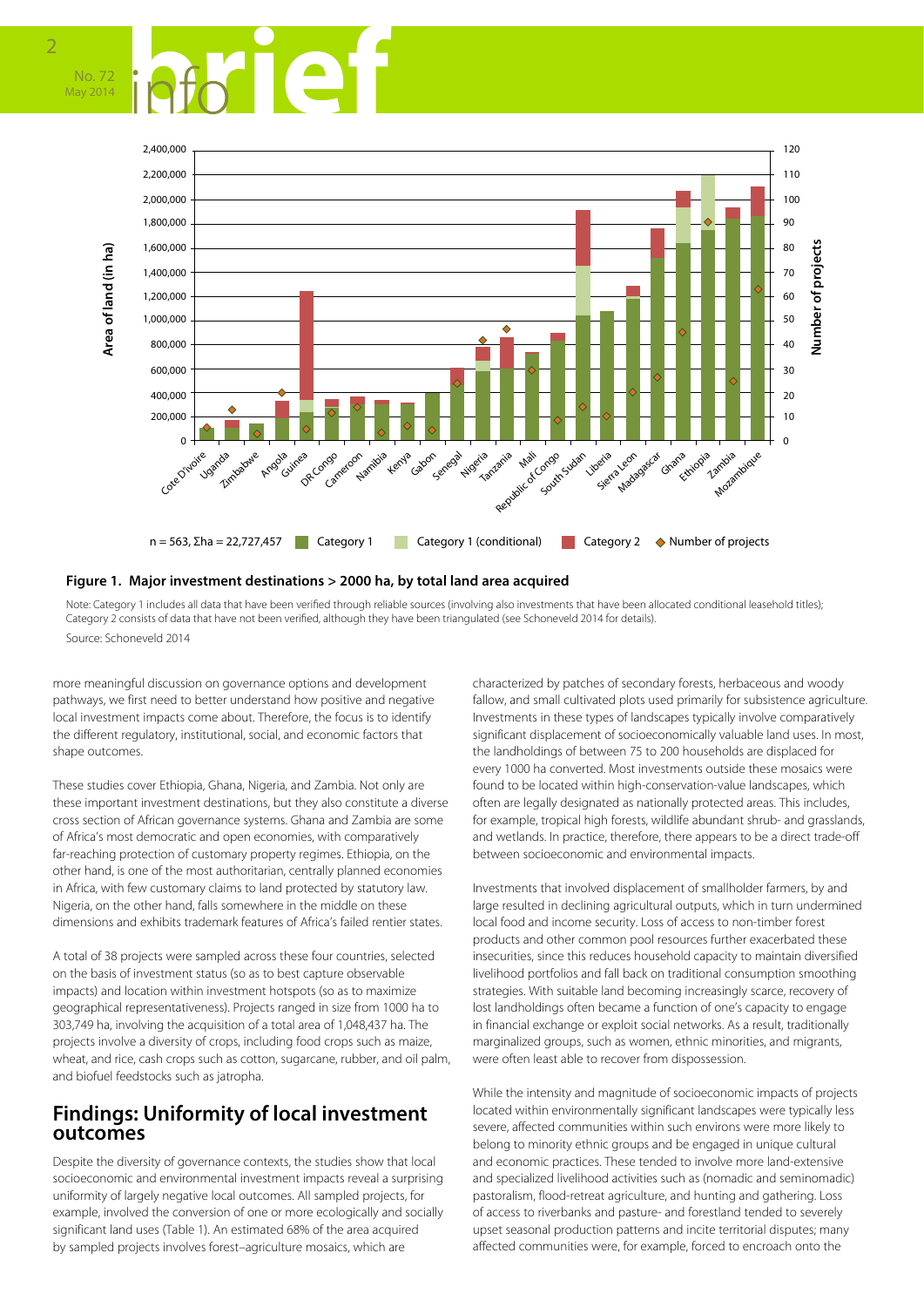n = 563, Σha = 22,727,457 Category 1 Category 1 (conditional) Category 2 Number of projects

**Figure 1. Major investment destinations > 2000 ha, by total land area acquired**

Note: Category 1 includes all data that have been verified through reliable sources (involving also investments that have been allocated conditional leasehold titles); Category 2 consists of data that have not been verified, although they have been triangulated (see Schoneveld 2014 for details).

Source: Schoneveld 2014

more meaningful discussion on governance options and development pathways, we first need to better understand how positive and negative local investment impacts come about. Therefore, the focus is to identify the different regulatory, institutional, social, and economic factors that shape outcomes.

These studies cover Ethiopia, Ghana, Nigeria, and Zambia. Not only are these important investment destinations, but they also constitute a diverse cross section of African governance systems. Ghana and Zambia are some of Africa's most democratic and open economies, with comparatively far-reaching protection of customary property regimes. Ethiopia, on the other hand, is one of the most authoritarian, centrally planned economies in Africa, with few customary claims to land protected by statutory law. Nigeria, on the other hand, falls somewhere in the middle on these dimensions and exhibits trademark features of Africa's failed rentier states.

A total of 38 projects were sampled across these four countries, selected on the basis of investment status (so as to best capture observable impacts) and location within investment hotspots (so as to maximize geographical representativeness). Projects ranged in size from 1000 ha to 303,749 ha, involving the acquisition of a total area of 1,048,437 ha. The projects involve a diversity of crops, including food crops such as maize, wheat, and rice, cash crops such as cotton, sugarcane, rubber, and oil palm, and biofuel feedstocks such as jatropha.

## Findings: Uniformity of local investment outcomes

Despite the diversity of governance contexts, the studies show that local socioeconomic and environmental investment impacts reveal a surprising uniformity of largely negative local outcomes. All sampled projects, for example, involved the conversion of one or more ecologically and socially significant land uses (Table 1). An estimated 68% of the area acquired by sampled projects involves forest–agriculture mosaics, which are characterized by patches of secondary forests, herbaceous and woody fallow, and small cultivated plots used primarily for subsistence agriculture. Investments in these types of landscapes typically involve comparatively significant displacement of socioeconomically valuable land uses. In most, the landholdings of between 75 to 200 households are displaced for every 1000 ha converted. Most investments outside these mosaics were found to be located within high-conservation-value landscapes, which often are legally designated as nationally protected areas. This includes, for example, tropical high forests, wildlife abundant shrub- and grasslands, and wetlands. In practice, therefore, there appears to be a direct trade-off between socioeconomic and environmental impacts.

Investments that involved displacement of smallholder farmers, by and large resulted in declining agricultural outputs, which in turn undermined local food and income security. Loss of access to non-timber forest products and other common pool resources further exacerbated these insecurities, since this reduces household capacity to maintain diversified livelihood portfolios and fall back on traditional consumption smoothing strategies. With suitable land becoming increasingly scarce, recovery of lost landholdings often became a function of one's capacity to engage in financial exchange or exploit social networks. As a result, traditionally marginalized groups, such as women, ethnic minorities, and migrants, were often least able to recover from dispossession.

While the intensity and magnitude of socioeconomic impacts of projects located within environmentally significant landscapes were typically less severe, affected communities within such environs were more likely to belong to minority ethnic groups and be engaged in unique cultural and economic practices. These tended to involve more land-extensive and specialized livelihood activities such as (nomadic and seminomadic) pastoralism, flood-retreat agriculture, and hunting and gathering. Loss of access to riverbanks and pasture- and forestland tended to severely upset seasonal production patterns and incite territorial disputes; many affected communities were, for example, forced to encroach onto the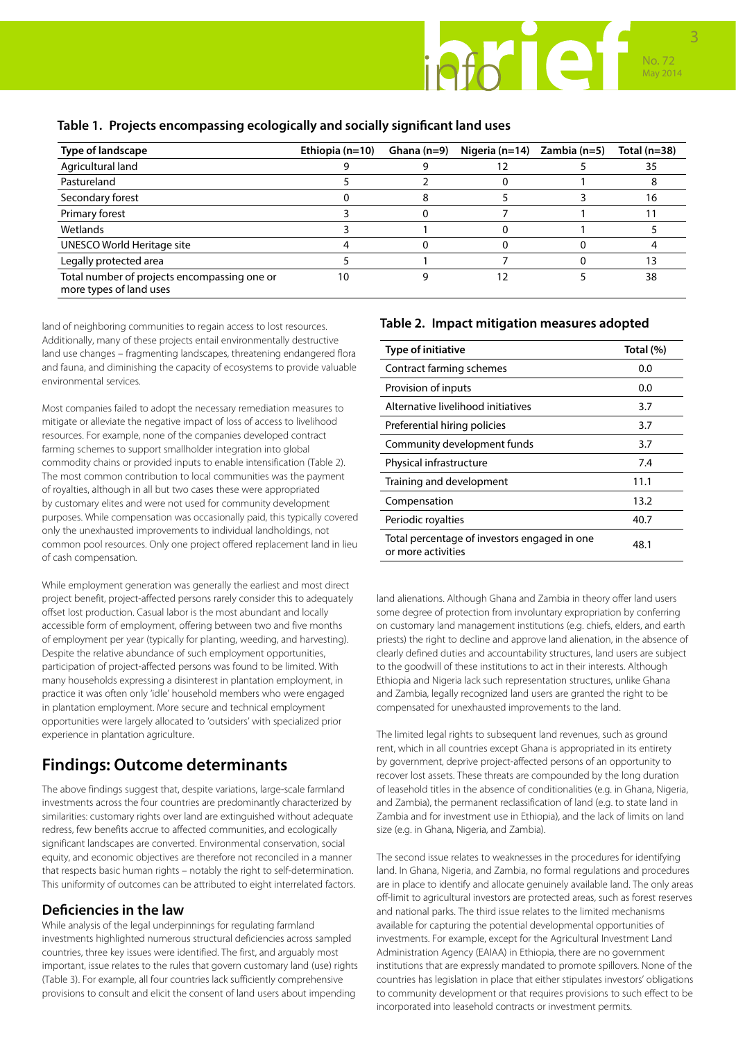**Table 1. Projects encompassing ecologically and socially significant land uses**

| Type of landscape | Ethiopia (n=10) | Ghana (n=9) | Nigeria (n=14) | Zambia (n=5) | Total (n=38) |
|---|---|---|---|---|---|
| Agricultural land | 9 | 9 | 12 | 5 | 35 |
| Pastureland | 5 | 2 | 0 | 1 | 8 |
| Secondary forest | 0 | 8 | 5 | 3 | 16 |
| Primary forest | 3 | 0 | 7 | 1 | 11 |
| Wetlands | 3 | 1 | 0 | 1 | 5 |
| UNESCO World Heritage site | 4 | 0 | 0 | 0 | 4 |
| Legally protected area | 5 | 1 | 7 | 0 | 13 |
| Total number of projects encompassing one or more types of land uses | 10 | 9 | 12 | 5 | 38 |

land of neighboring communities to regain access to lost resources. Additionally, many of these projects entail environmentally destructive land use changes – fragmenting landscapes, threatening endangered flora and fauna, and diminishing the capacity of ecosystems to provide valuable environmental services.

Most companies failed to adopt the necessary remediation measures to mitigate or alleviate the negative impact of loss of access to livelihood resources. For example, none of the companies developed contract farming schemes to support smallholder integration into global commodity chains or provided inputs to enable intensification (Table 2). The most common contribution to local communities was the payment of royalties, although in all but two cases these were appropriated by customary elites and were not used for community development purposes. While compensation was occasionally paid, this typically covered only the unexhausted improvements to individual landholdings, not common pool resources. Only one project offered replacement land in lieu of cash compensation.

While employment generation was generally the earliest and most direct project benefit, project-affected persons rarely consider this to adequately offset lost production. Casual labor is the most abundant and locally accessible form of employment, offering between two and five months of employment per year (typically for planting, weeding, and harvesting). Despite the relative abundance of such employment opportunities, participation of project-affected persons was found to be limited. With many households expressing a disinterest in plantation employment, in practice it was often only 'idle' household members who were engaged in plantation employment. More secure and technical employment opportunities were largely allocated to 'outsiders' with specialized prior experience in plantation agriculture.

**Table 2. Impact mitigation measures adopted**

| Type of initiative | Total (%) |
|---|---|
| Contract farming schemes | 0.0 |
| Provision of inputs | 0.0 |
| Alternative livelihood initiatives | 3.7 |
| Preferential hiring policies | 3.7 |
| Community development funds | 3.7 |
| Physical infrastructure | 7.4 |
| Training and development | 11.1 |
| Compensation | 13.2 |
| Periodic royalties | 40.7 |
| Total percentage of investors engaged in one or more activities | 48.1 |

## Findings: Outcome determinants

The above findings suggest that, despite variations, large-scale farmland investments across the four countries are predominantly characterized by similarities: customary rights over land are extinguished without adequate redress, few benefits accrue to affected communities, and ecologically significant landscapes are converted. Environmental conservation, social equity, and economic objectives are therefore not reconciled in a manner that respects basic human rights – notably the right to self-determination. This uniformity of outcomes can be attributed to eight interrelated factors.

### Deficiencies in the law

While analysis of the legal underpinnings for regulating farmland investments highlighted numerous structural deficiencies across sampled countries, three key issues were identified. The first, and arguably most important, issue relates to the rules that govern customary land (use) rights (Table 3). For example, all four countries lack sufficiently comprehensive provisions to consult and elicit the consent of land users about impending land alienations. Although Ghana and Zambia in theory offer land users some degree of protection from involuntary expropriation by conferring on customary land management institutions (e.g. chiefs, elders, and earth priests) the right to decline and approve land alienation, in the absence of clearly defined duties and accountability structures, land users are subject to the goodwill of these institutions to act in their interests. Although Ethiopia and Nigeria lack such representation structures, unlike Ghana and Zambia, legally recognized land users are granted the right to be compensated for unexhausted improvements to the land.

The limited legal rights to subsequent land revenues, such as ground rent, which in all countries except Ghana is appropriated in its entirety by government, deprive project-affected persons of an opportunity to recover lost assets. These threats are compounded by the long duration of leasehold titles in the absence of conditionalities (e.g. in Ghana, Nigeria, and Zambia), the permanent reclassification of land (e.g. to state land in Zambia and for investment use in Ethiopia), and the lack of limits on land size (e.g. in Ghana, Nigeria, and Zambia).

The second issue relates to weaknesses in the procedures for identifying land. In Ghana, Nigeria, and Zambia, no formal regulations and procedures are in place to identify and allocate genuinely available land. The only areas off-limit to agricultural investors are protected areas, such as forest reserves and national parks. The third issue relates to the limited mechanisms available for capturing the potential developmental opportunities of investments. For example, except for the Agricultural Investment Land Administration Agency (EAIAA) in Ethiopia, there are no government institutions that are expressly mandated to promote spillovers. None of the countries has legislation in place that either stipulates investors' obligations to community development or that requires provisions to such effect to be incorporated into leasehold contracts or investment permits.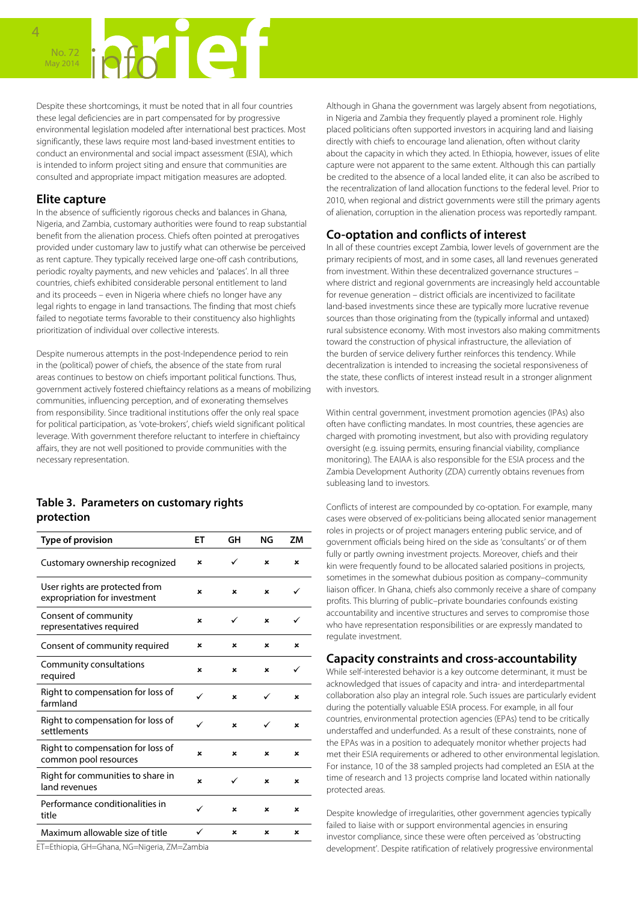Despite these shortcomings, it must be noted that in all four countries these legal deficiencies are in part compensated for by progressive environmental legislation modeled after international best practices. Most significantly, these laws require most land-based investment entities to conduct an environmental and social impact assessment (ESIA), which is intended to inform project siting and ensure that communities are consulted and appropriate impact mitigation measures are adopted.

## Elite capture

In the absence of sufficiently rigorous checks and balances in Ghana, Nigeria, and Zambia, customary authorities were found to reap substantial benefit from the alienation process. Chiefs often pointed at prerogatives provided under customary law to justify what can otherwise be perceived as rent capture. They typically received large one-off cash contributions, periodic royalty payments, and new vehicles and 'palaces'. In all three countries, chiefs exhibited considerable personal entitlement to land and its proceeds – even in Nigeria where chiefs no longer have any legal rights to engage in land transactions. The finding that most chiefs failed to negotiate terms favorable to their constituency also highlights prioritization of individual over collective interests.

Despite numerous attempts in the post-Independence period to rein in the (political) power of chiefs, the absence of the state from rural areas continues to bestow on chiefs important political functions. Thus, government actively fostered chieftaincy relations as a means of mobilizing communities, influencing perception, and of exonerating themselves from responsibility. Since traditional institutions offer the only real space for political participation, as 'vote-brokers', chiefs wield significant political leverage. With government therefore reluctant to interfere in chieftaincy affairs, they are not well positioned to provide communities with the necessary representation.

### Table 3. Parameters on customary rights protection

| Type of provision | ET | GH | NG | ZM |
|---|---|---|---|---|
| Customary ownership recognized | ✗ | ✓ | ✗ | ✗ |
| User rights are protected from expropriation for investment | ✗ | ✗ | ✗ | ✓ |
| Consent of community representatives required | ✗ | ✓ | ✗ | ✓ |
| Consent of community required | ✗ | ✗ | ✗ | ✗ |
| Community consultations required | ✗ | ✗ | ✗ | ✓ |
| Right to compensation for loss of farmland | ✓ | ✗ | ✓ | ✗ |
| Right to compensation for loss of settlements | ✓ | ✗ | ✓ | ✗ |
| Right to compensation for loss of common pool resources | ✗ | ✗ | ✗ | ✗ |
| Right for communities to share in land revenues | ✗ | ✓ | ✗ | ✗ |
| Performance conditionalities in title | ✓ | ✗ | ✗ | ✗ |
| Maximum allowable size of title | ✓ | ✗ | ✗ | ✗ |

ET=Ethiopia, GH=Ghana, NG=Nigeria, ZM=Zambia

Although in Ghana the government was largely absent from negotiations, in Nigeria and Zambia they frequently played a prominent role. Highly placed politicians often supported investors in acquiring land and liaising directly with chiefs to encourage land alienation, often without clarity about the capacity in which they acted. In Ethiopia, however, issues of elite capture were not apparent to the same extent. Although this can partially be credited to the absence of a local landed elite, it can also be ascribed to the recentralization of land allocation functions to the federal level. Prior to 2010, when regional and district governments were still the primary agents of alienation, corruption in the alienation process was reportedly rampant.

## Co-optation and conflicts of interest

In all of these countries except Zambia, lower levels of government are the primary recipients of most, and in some cases, all land revenues generated from investment. Within these decentralized governance structures – where district and regional governments are increasingly held accountable for revenue generation – district officials are incentivized to facilitate land-based investments since these are typically more lucrative revenue sources than those originating from the (typically informal and untaxed) rural subsistence economy. With most investors also making commitments toward the construction of physical infrastructure, the alleviation of the burden of service delivery further reinforces this tendency. While decentralization is intended to increasing the societal responsiveness of the state, these conflicts of interest instead result in a stronger alignment with investors.

Within central government, investment promotion agencies (IPAs) also often have conflicting mandates. In most countries, these agencies are charged with promoting investment, but also with providing regulatory oversight (e.g. issuing permits, ensuring financial viability, compliance monitoring). The EAIAA is also responsible for the ESIA process and the Zambia Development Authority (ZDA) currently obtains revenues from subleasing land to investors.

Conflicts of interest are compounded by co-optation. For example, many cases were observed of ex-politicians being allocated senior management roles in projects or of project managers entering public service, and of government officials being hired on the side as 'consultants' or of them fully or partly owning investment projects. Moreover, chiefs and their kin were frequently found to be allocated salaried positions in projects, sometimes in the somewhat dubious position as company–community liaison officer. In Ghana, chiefs also commonly receive a share of company profits. This blurring of public–private boundaries confounds existing accountability and incentive structures and serves to compromise those who have representation responsibilities or are expressly mandated to regulate investment.

## Capacity constraints and cross-accountability

While self-interested behavior is a key outcome determinant, it must be acknowledged that issues of capacity and intra- and interdepartmental collaboration also play an integral role. Such issues are particularly evident during the potentially valuable ESIA process. For example, in all four countries, environmental protection agencies (EPAs) tend to be critically understaffed and underfunded. As a result of these constraints, none of the EPAs was in a position to adequately monitor whether projects had met their ESIA requirements or adhered to other environmental legislation. For instance, 10 of the 38 sampled projects had completed an ESIA at the time of research and 13 projects comprise land located within nationally protected areas.

Despite knowledge of irregularities, other government agencies typically failed to liaise with or support environmental agencies in ensuring investor compliance, since these were often perceived as 'obstructing development'. Despite ratification of relatively progressive environmental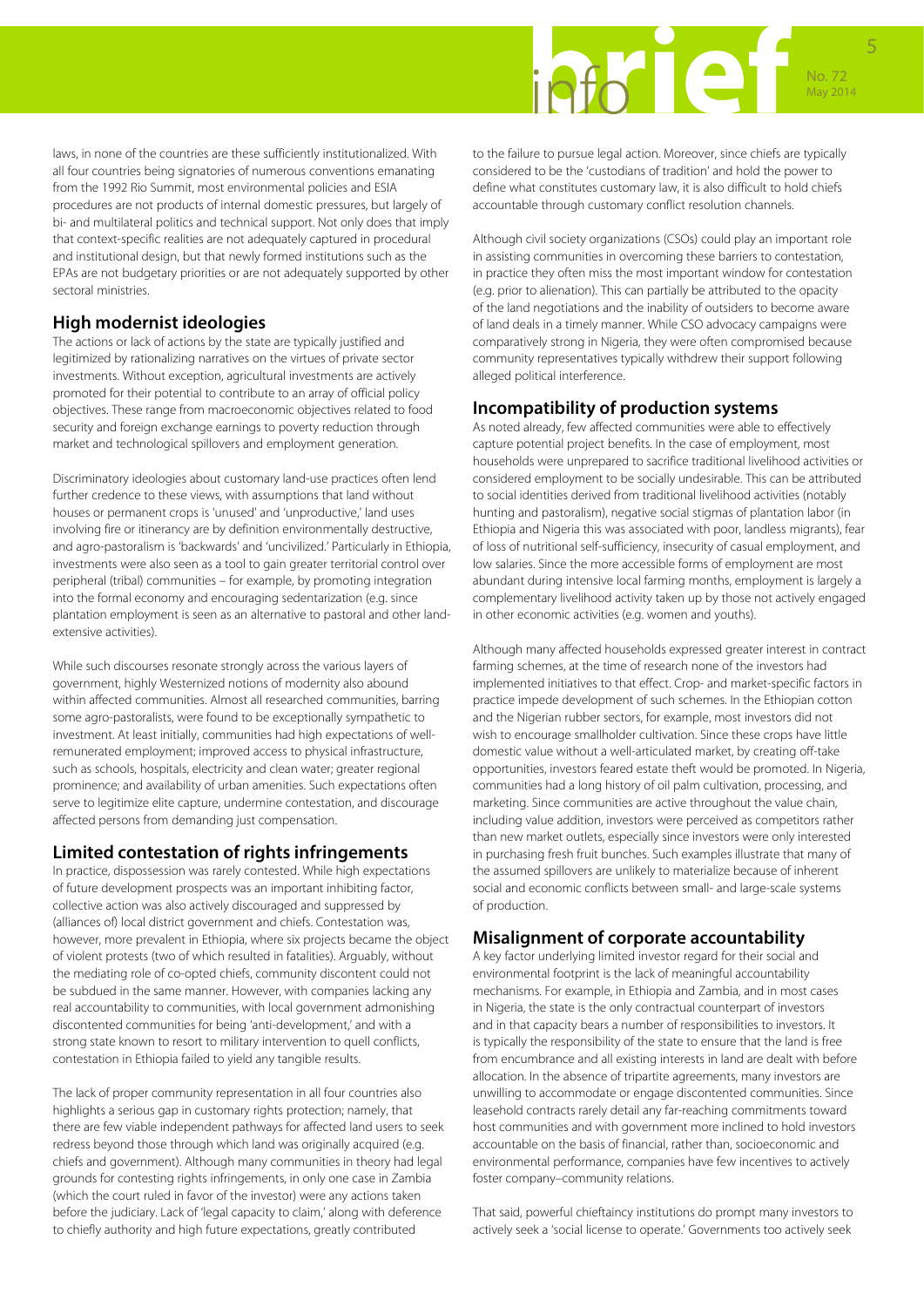laws, in none of the countries are these sufficiently institutionalized. With all four countries being signatories of numerous conventions emanating from the 1992 Rio Summit, most environmental policies and ESIA procedures are not products of internal domestic pressures, but largely of bi- and multilateral politics and technical support. Not only does that imply that context-specific realities are not adequately captured in procedural and institutional design, but that newly formed institutions such as the EPAs are not budgetary priorities or are not adequately supported by other sectoral ministries.

## High modernist ideologies

The actions or lack of actions by the state are typically justified and legitimized by rationalizing narratives on the virtues of private sector investments. Without exception, agricultural investments are actively promoted for their potential to contribute to an array of official policy objectives. These range from macroeconomic objectives related to food security and foreign exchange earnings to poverty reduction through market and technological spillovers and employment generation.

Discriminatory ideologies about customary land-use practices often lend further credence to these views, with assumptions that land without houses or permanent crops is 'unused' and 'unproductive,' land uses involving fire or itinerancy are by definition environmentally destructive, and agro-pastoralism is 'backwards' and 'uncivilized.' Particularly in Ethiopia, investments were also seen as a tool to gain greater territorial control over peripheral (tribal) communities – for example, by promoting integration into the formal economy and encouraging sedentarization (e.g. since plantation employment is seen as an alternative to pastoral and other land-extensive activities).

While such discourses resonate strongly across the various layers of government, highly Westernized notions of modernity also abound within affected communities. Almost all researched communities, barring some agro-pastoralists, were found to be exceptionally sympathetic to investment. At least initially, communities had high expectations of well-remunerated employment; improved access to physical infrastructure, such as schools, hospitals, electricity and clean water; greater regional prominence; and availability of urban amenities. Such expectations often serve to legitimize elite capture, undermine contestation, and discourage affected persons from demanding just compensation.

## Limited contestation of rights infringements

In practice, dispossession was rarely contested. While high expectations of future development prospects was an important inhibiting factor, collective action was also actively discouraged and suppressed by (alliances of) local district government and chiefs. Contestation was, however, more prevalent in Ethiopia, where six projects became the object of violent protests (two of which resulted in fatalities). Arguably, without the mediating role of co-opted chiefs, community discontent could not be subdued in the same manner. However, with companies lacking any real accountability to communities, with local government admonishing discontented communities for being 'anti-development,' and with a strong state known to resort to military intervention to quell conflicts, contestation in Ethiopia failed to yield any tangible results.

The lack of proper community representation in all four countries also highlights a serious gap in customary rights protection; namely, that there are few viable independent pathways for affected land users to seek redress beyond those through which land was originally acquired (e.g. chiefs and government). Although many communities in theory had legal grounds for contesting rights infringements, in only one case in Zambia (which the court ruled in favor of the investor) were any actions taken before the judiciary. Lack of 'legal capacity to claim,' along with deference to chiefly authority and high future expectations, greatly contributed to the failure to pursue legal action. Moreover, since chiefs are typically considered to be the 'custodians of tradition' and hold the power to define what constitutes customary law, it is also difficult to hold chiefs accountable through customary conflict resolution channels.

Although civil society organizations (CSOs) could play an important role in assisting communities in overcoming these barriers to contestation, in practice they often miss the most important window for contestation (e.g. prior to alienation). This can partially be attributed to the opacity of the land negotiations and the inability of outsiders to become aware of land deals in a timely manner. While CSO advocacy campaigns were comparatively strong in Nigeria, they were often compromised because community representatives typically withdrew their support following alleged political interference.

## Incompatibility of production systems

As noted already, few affected communities were able to effectively capture potential project benefits. In the case of employment, most households were unprepared to sacrifice traditional livelihood activities or considered employment to be socially undesirable. This can be attributed to social identities derived from traditional livelihood activities (notably hunting and pastoralism), negative social stigmas of plantation labor (in Ethiopia and Nigeria this was associated with poor, landless migrants), fear of loss of nutritional self-sufficiency, insecurity of casual employment, and low salaries. Since the more accessible forms of employment are most abundant during intensive local farming months, employment is largely a complementary livelihood activity taken up by those not actively engaged in other economic activities (e.g. women and youths).

Although many affected households expressed greater interest in contract farming schemes, at the time of research none of the investors had implemented initiatives to that effect. Crop- and market-specific factors in practice impede development of such schemes. In the Ethiopian cotton and the Nigerian rubber sectors, for example, most investors did not wish to encourage smallholder cultivation. Since these crops have little domestic value without a well-articulated market, by creating off-take opportunities, investors feared estate theft would be promoted. In Nigeria, communities had a long history of oil palm cultivation, processing, and marketing. Since communities are active throughout the value chain, including value addition, investors were perceived as competitors rather than new market outlets, especially since investors were only interested in purchasing fresh fruit bunches. Such examples illustrate that many of the assumed spillovers are unlikely to materialize because of inherent social and economic conflicts between small- and large-scale systems of production.

## Misalignment of corporate accountability

A key factor underlying limited investor regard for their social and environmental footprint is the lack of meaningful accountability mechanisms. For example, in Ethiopia and Zambia, and in most cases in Nigeria, the state is the only contractual counterpart of investors and in that capacity bears a number of responsibilities to investors. It is typically the responsibility of the state to ensure that the land is free from encumbrance and all existing interests in land are dealt with before allocation. In the absence of tripartite agreements, many investors are unwilling to accommodate or engage discontented communities. Since leasehold contracts rarely detail any far-reaching commitments toward host communities and with government more inclined to hold investors accountable on the basis of financial, rather than, socioeconomic and environmental performance, companies have few incentives to actively foster company–community relations.

That said, powerful chieftaincy institutions do prompt many investors to actively seek a 'social license to operate.' Governments too actively seek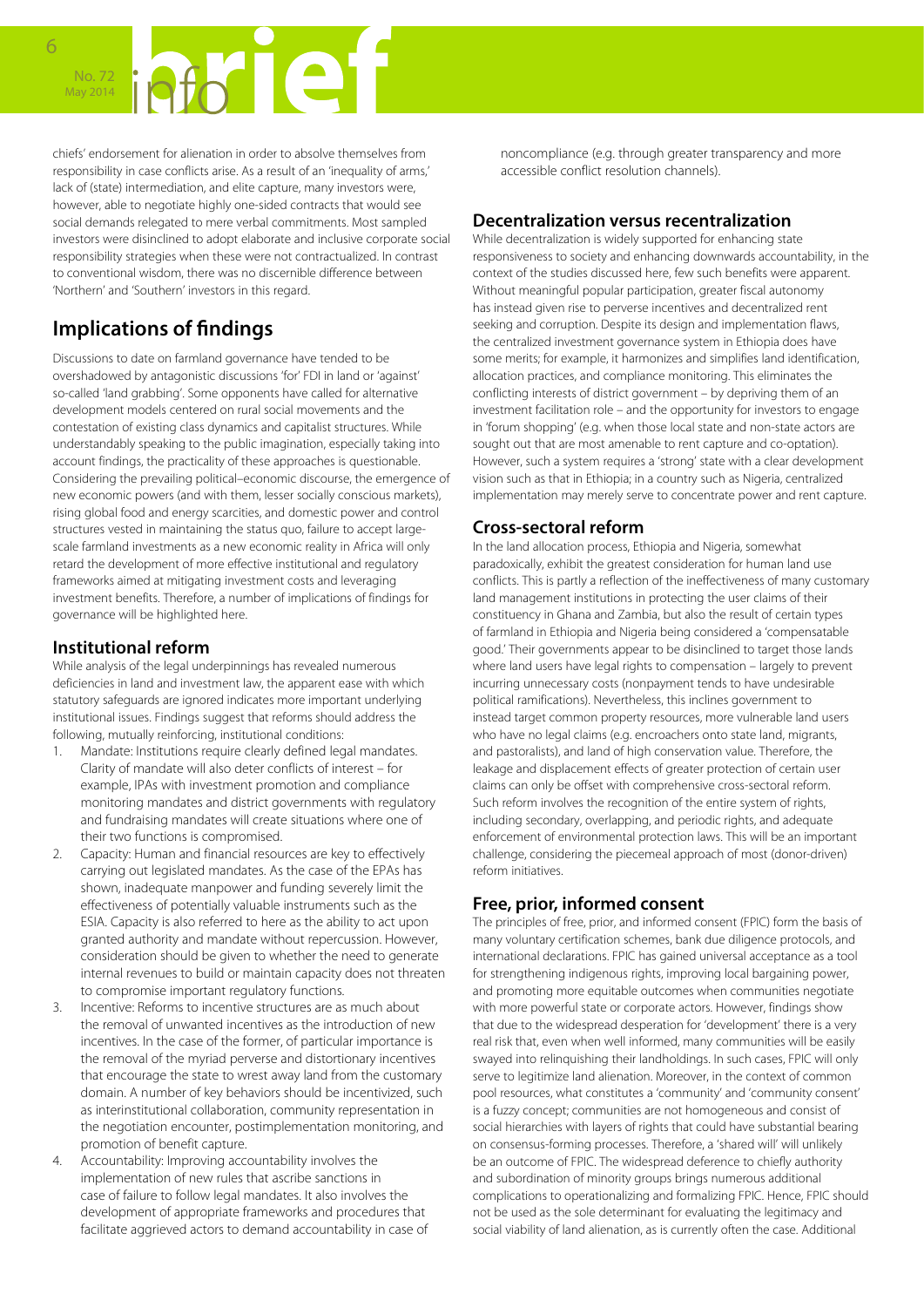chiefs' endorsement for alienation in order to absolve themselves from responsibility in case conflicts arise. As a result of an 'inequality of arms,' lack of (state) intermediation, and elite capture, many investors were, however, able to negotiate highly one-sided contracts that would see social demands relegated to mere verbal commitments. Most sampled investors were disinclined to adopt elaborate and inclusive corporate social responsibility strategies when these were not contractualized. In contrast to conventional wisdom, there was no discernible difference between 'Northern' and 'Southern' investors in this regard.

## Implications of findings

Discussions to date on farmland governance have tended to be overshadowed by antagonistic discussions 'for' FDI in land or 'against' so-called 'land grabbing'. Some opponents have called for alternative development models centered on rural social movements and the contestation of existing class dynamics and capitalist structures. While understandably speaking to the public imagination, especially taking into account findings, the practicality of these approaches is questionable. Considering the prevailing political–economic discourse, the emergence of new economic powers (and with them, lesser socially conscious markets), rising global food and energy scarcities, and domestic power and control structures vested in maintaining the status quo, failure to accept large-scale farmland investments as a new economic reality in Africa will only retard the development of more effective institutional and regulatory frameworks aimed at mitigating investment costs and leveraging investment benefits. Therefore, a number of implications of findings for governance will be highlighted here.

### Institutional reform

While analysis of the legal underpinnings has revealed numerous deficiencies in land and investment law, the apparent ease with which statutory safeguards are ignored indicates more important underlying institutional issues. Findings suggest that reforms should address the following, mutually reinforcing, institutional conditions:

1. Mandate: Institutions require clearly defined legal mandates. Clarity of mandate will also deter conflicts of interest – for example, IPAs with investment promotion and compliance monitoring mandates and district governments with regulatory and fundraising mandates will create situations where one of their two functions is compromised.
2. Capacity: Human and financial resources are key to effectively carrying out legislated mandates. As the case of the EPAs has shown, inadequate manpower and funding severely limit the effectiveness of potentially valuable instruments such as the ESIA. Capacity is also referred to here as the ability to act upon granted authority and mandate without repercussion. However, consideration should be given to whether the need to generate internal revenues to build or maintain capacity does not threaten to compromise important regulatory functions.
3. Incentive: Reforms to incentive structures are as much about the removal of unwanted incentives as the introduction of new incentives. In the case of the former, of particular importance is the removal of the myriad perverse and distortionary incentives that encourage the state to wrest away land from the customary domain. A number of key behaviors should be incentivized, such as interinstitutional collaboration, community representation in the negotiation encounter, postimplementation monitoring, and promotion of benefit capture.
4. Accountability: Improving accountability involves the implementation of new rules that ascribe sanctions in case of failure to follow legal mandates. It also involves the development of appropriate frameworks and procedures that facilitate aggrieved actors to demand accountability in case of noncompliance (e.g. through greater transparency and more accessible conflict resolution channels).

### Decentralization versus recentralization

While decentralization is widely supported for enhancing state responsiveness to society and enhancing downwards accountability, in the context of the studies discussed here, few such benefits were apparent. Without meaningful popular participation, greater fiscal autonomy has instead given rise to perverse incentives and decentralized rent seeking and corruption. Despite its design and implementation flaws, the centralized investment governance system in Ethiopia does have some merits; for example, it harmonizes and simplifies land identification, allocation practices, and compliance monitoring. This eliminates the conflicting interests of district government – by depriving them of an investment facilitation role – and the opportunity for investors to engage in 'forum shopping' (e.g. when those local state and non-state actors are sought out that are most amenable to rent capture and co-optation). However, such a system requires a 'strong' state with a clear development vision such as that in Ethiopia; in a country such as Nigeria, centralized implementation may merely serve to concentrate power and rent capture.

### Cross-sectoral reform

In the land allocation process, Ethiopia and Nigeria, somewhat paradoxically, exhibit the greatest consideration for human land use conflicts. This is partly a reflection of the ineffectiveness of many customary land management institutions in protecting the user claims of their constituency in Ghana and Zambia, but also the result of certain types of farmland in Ethiopia and Nigeria being considered a 'compensatable good.' Their governments appear to be disinclined to target those lands where land users have legal rights to compensation – largely to prevent incurring unnecessary costs (nonpayment tends to have undesirable political ramifications). Nevertheless, this inclines government to instead target common property resources, more vulnerable land users who have no legal claims (e.g. encroachers onto state land, migrants, and pastoralists), and land of high conservation value. Therefore, the leakage and displacement effects of greater protection of certain user claims can only be offset with comprehensive cross-sectoral reform. Such reform involves the recognition of the entire system of rights, including secondary, overlapping, and periodic rights, and adequate enforcement of environmental protection laws. This will be an important challenge, considering the piecemeal approach of most (donor-driven) reform initiatives.

### Free, prior, informed consent

The principles of free, prior, and informed consent (FPIC) form the basis of many voluntary certification schemes, bank due diligence protocols, and international declarations. FPIC has gained universal acceptance as a tool for strengthening indigenous rights, improving local bargaining power, and promoting more equitable outcomes when communities negotiate with more powerful state or corporate actors. However, findings show that due to the widespread desperation for 'development' there is a very real risk that, even when well informed, many communities will be easily swayed into relinquishing their landholdings. In such cases, FPIC will only serve to legitimize land alienation. Moreover, in the context of common pool resources, what constitutes a 'community' and 'community consent' is a fuzzy concept; communities are not homogeneous and consist of social hierarchies with layers of rights that could have substantial bearing on consensus-forming processes. Therefore, a 'shared will' will unlikely be an outcome of FPIC. The widespread deference to chiefly authority and subordination of minority groups brings numerous additional complications to operationalizing and formalizing FPIC. Hence, FPIC should not be used as the sole determinant for evaluating the legitimacy and social viability of land alienation, as is currently often the case. Additional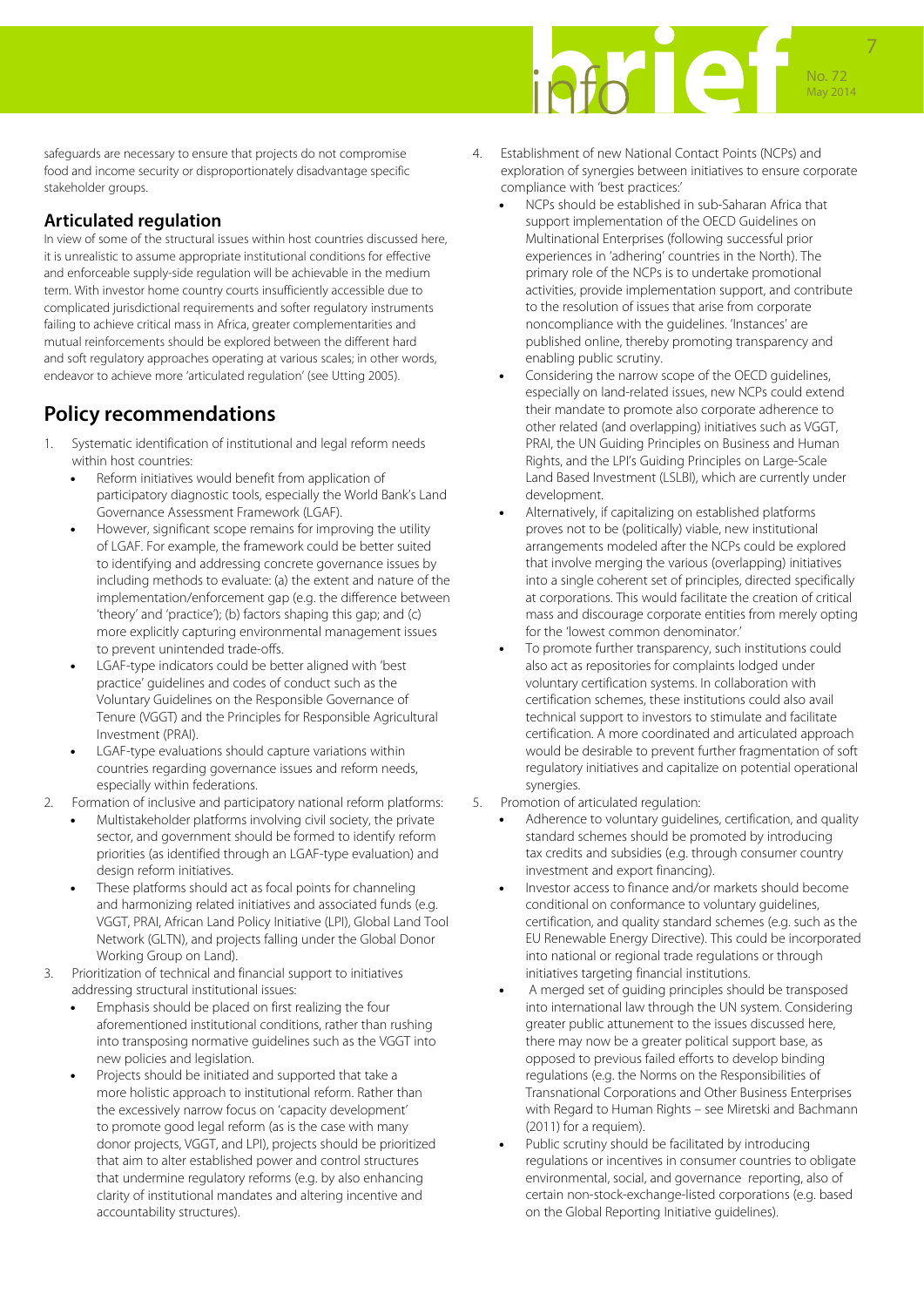safeguards are necessary to ensure that projects do not compromise food and income security or disproportionately disadvantage specific stakeholder groups.

### Articulated regulation

In view of some of the structural issues within host countries discussed here, it is unrealistic to assume appropriate institutional conditions for effective and enforceable supply-side regulation will be achievable in the medium term. With investor home country courts insufficiently accessible due to complicated jurisdictional requirements and softer regulatory instruments failing to achieve critical mass in Africa, greater complementarities and mutual reinforcements should be explored between the different hard and soft regulatory approaches operating at various scales; in other words, endeavor to achieve more 'articulated regulation' (see Utting 2005).

## Policy recommendations

1. Systematic identification of institutional and legal reform needs within host countries:
   - Reform initiatives would benefit from application of participatory diagnostic tools, especially the World Bank's Land Governance Assessment Framework (LGAF).
   - However, significant scope remains for improving the utility of LGAF. For example, the framework could be better suited to identifying and addressing concrete governance issues by including methods to evaluate: (a) the extent and nature of the implementation/enforcement gap (e.g. the difference between 'theory' and 'practice'); (b) factors shaping this gap; and (c) more explicitly capturing environmental management issues to prevent unintended trade-offs.
   - LGAF-type indicators could be better aligned with 'best practice' guidelines and codes of conduct such as the Voluntary Guidelines on the Responsible Governance of Tenure (VGGT) and the Principles for Responsible Agricultural Investment (PRAI).
   - LGAF-type evaluations should capture variations within countries regarding governance issues and reform needs, especially within federations.
2. Formation of inclusive and participatory national reform platforms:
   - Multistakeholder platforms involving civil society, the private sector, and government should be formed to identify reform priorities (as identified through an LGAF-type evaluation) and design reform initiatives.
   - These platforms should act as focal points for channeling and harmonizing related initiatives and associated funds (e.g. VGGT, PRAI, African Land Policy Initiative (LPI), Global Land Tool Network (GLTN), and projects falling under the Global Donor Working Group on Land).
3. Prioritization of technical and financial support to initiatives addressing structural institutional issues:
   - Emphasis should be placed on first realizing the four aforementioned institutional conditions, rather than rushing into transposing normative guidelines such as the VGGT into new policies and legislation.
   - Projects should be initiated and supported that take a more holistic approach to institutional reform. Rather than the excessively narrow focus on 'capacity development' to promote good legal reform (as is the case with many donor projects, VGGT, and LPI), projects should be prioritized that aim to alter established power and control structures that undermine regulatory reforms (e.g. by also enhancing clarity of institutional mandates and altering incentive and accountability structures).
4. Establishment of new National Contact Points (NCPs) and exploration of synergies between initiatives to ensure corporate compliance with 'best practices:'
   - NCPs should be established in sub-Saharan Africa that support implementation of the OECD Guidelines on Multinational Enterprises (following successful prior experiences in 'adhering' countries in the North). The primary role of the NCPs is to undertake promotional activities, provide implementation support, and contribute to the resolution of issues that arise from corporate noncompliance with the guidelines. 'Instances' are published online, thereby promoting transparency and enabling public scrutiny.
   - Considering the narrow scope of the OECD guidelines, especially on land-related issues, new NCPs could extend their mandate to promote also corporate adherence to other related (and overlapping) initiatives such as VGGT, PRAI, the UN Guiding Principles on Business and Human Rights, and the LPI's Guiding Principles on Large-Scale Land Based Investment (LSLBI), which are currently under development.
   - Alternatively, if capitalizing on established platforms proves not to be (politically) viable, new institutional arrangements modeled after the NCPs could be explored that involve merging the various (overlapping) initiatives into a single coherent set of principles, directed specifically at corporations. This would facilitate the creation of critical mass and discourage corporate entities from merely opting for the 'lowest common denominator.'
   - To promote further transparency, such institutions could also act as repositories for complaints lodged under voluntary certification systems. In collaboration with certification schemes, these institutions could also avail technical support to investors to stimulate and facilitate certification. A more coordinated and articulated approach would be desirable to prevent further fragmentation of soft regulatory initiatives and capitalize on potential operational synergies.
5. Promotion of articulated regulation:
   - Adherence to voluntary guidelines, certification, and quality standard schemes should be promoted by introducing tax credits and subsidies (e.g. through consumer country investment and export financing).
   - Investor access to finance and/or markets should become conditional on conformance to voluntary guidelines, certification, and quality standard schemes (e.g. such as the EU Renewable Energy Directive). This could be incorporated into national or regional trade regulations or through initiatives targeting financial institutions.
   - A merged set of guiding principles should be transposed into international law through the UN system. Considering greater public attunement to the issues discussed here, there may now be a greater political support base, as opposed to previous failed efforts to develop binding regulations (e.g. the Norms on the Responsibilities of Transnational Corporations and Other Business Enterprises with Regard to Human Rights – see Miretski and Bachmann (2011) for a requiem).
   - Public scrutiny should be facilitated by introducing regulations or incentives in consumer countries to obligate environmental, social, and governance reporting, also of certain non-stock-exchange-listed corporations (e.g. based on the Global Reporting Initiative guidelines).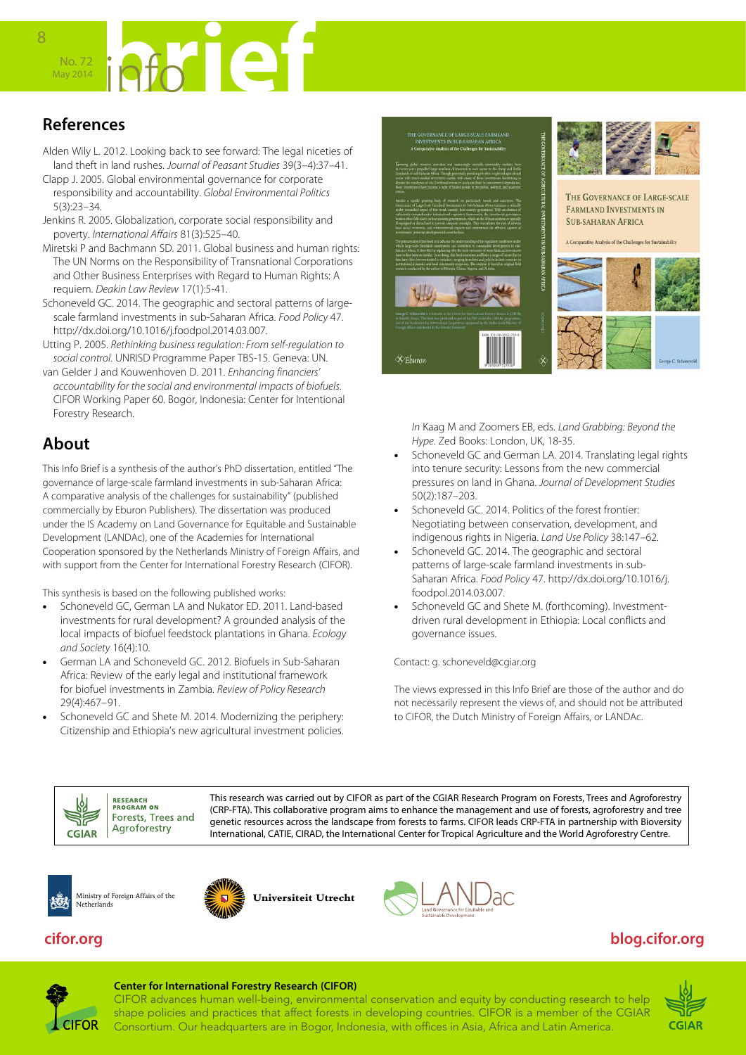## References

Alden Wily L. 2012. Looking back to see forward: The legal niceties of land theft in land rushes. *Journal of Peasant Studies* 39(3–4):37–41.

Clapp J. 2005. Global environmental governance for corporate responsibility and accountability. *Global Environmental Politics* 5(3):23–34.

Jenkins R. 2005. Globalization, corporate social responsibility and poverty. *International Affairs* 81(3):525–40.

Miretski P and Bachmann SD. 2011. Global business and human rights: The UN Norms on the Responsibility of Transnational Corporations and Other Business Enterprises with Regard to Human Rights: A requiem. *Deakin Law Review* 17(1):5-41.

Schoneveld GC. 2014. The geographic and sectoral patterns of large-scale farmland investments in sub-Saharan Africa. *Food Policy* 47. http://dx.doi.org/10.1016/j.foodpol.2014.03.007.

Utting P. 2005. *Rethinking business regulation: From self-regulation to social control.* UNRISD Programme Paper TBS-15. Geneva: UN.

van Gelder J and Kouwenhoven D. 2011. *Enhancing financiers' accountability for the social and environmental impacts of biofuels.* CIFOR Working Paper 60. Bogor, Indonesia: Center for Intentional Forestry Research.

## About

This Info Brief is a synthesis of the author's PhD dissertation, entitled "The governance of large-scale farmland investments in sub-Saharan Africa: A comparative analysis of the challenges for sustainability" (published commercially by Eburon Publishers). The dissertation was produced under the IS Academy on Land Governance for Equitable and Sustainable Development (LANDAc), one of the Academies for International Cooperation sponsored by the Netherlands Ministry of Foreign Affairs, and with support from the Center for International Forestry Research (CIFOR).

This synthesis is based on the following published works:

- Schoneveld GC, German LA and Nukator ED. 2011. Land-based investments for rural development? A grounded analysis of the local impacts of biofuel feedstock plantations in Ghana. *Ecology and Society* 16(4):10.
- German LA and Schoneveld GC. 2012. Biofuels in Sub-Saharan Africa: Review of the early legal and institutional framework for biofuel investments in Zambia. *Review of Policy Research* 29(4):467–91.
- Schoneveld GC and Shete M. 2014. Modernizing the periphery: Citizenship and Ethiopia's new agricultural investment policies. *In* Kaag M and Zoomers EB, eds. *Land Grabbing: Beyond the Hype*. Zed Books: London, UK, 18-35.
- Schoneveld GC and German LA. 2014. Translating legal rights into tenure security: Lessons from the new commercial pressures on land in Ghana. *Journal of Development Studies* 50(2):187–203.
- Schoneveld GC. 2014. Politics of the forest frontier: Negotiating between conservation, development, and indigenous rights in Nigeria. *Land Use Policy* 38:147–62.
- Schoneveld GC. 2014. The geographic and sectoral patterns of large-scale farmland investments in sub-Saharan Africa. *Food Policy* 47. http://dx.doi.org/10.1016/j.foodpol.2014.03.007.
- Schoneveld GC and Shete M. (forthcoming). Investment-driven rural development in Ethiopia: Local conflicts and governance issues.

Contact: g. schoneveld@cgiar.org

The views expressed in this Info Brief are those of the author and do not necessarily represent the views of, and should not be attributed to CIFOR, the Dutch Ministry of Foreign Affairs, or LANDAc.

This research was carried out by CIFOR as part of the CGIAR Research Program on Forests, Trees and Agroforestry (CRP-FTA). This collaborative program aims to enhance the management and use of forests, agroforestry and tree genetic resources across the landscape from forests to farms. CIFOR leads CRP-FTA in partnership with Bioversity International, CATIE, CIRAD, the International Center for Tropical Agriculture and the World Agroforestry Centre.

cifor.org

blog.cifor.org

**Center for International Forestry Research (CIFOR)**

CIFOR advances human well-being, environmental conservation and equity by conducting research to help shape policies and practices that affect forests in developing countries. CIFOR is a member of the CGIAR Consortium. Our headquarters are in Bogor, Indonesia, with offices in Asia, Africa and Latin America.